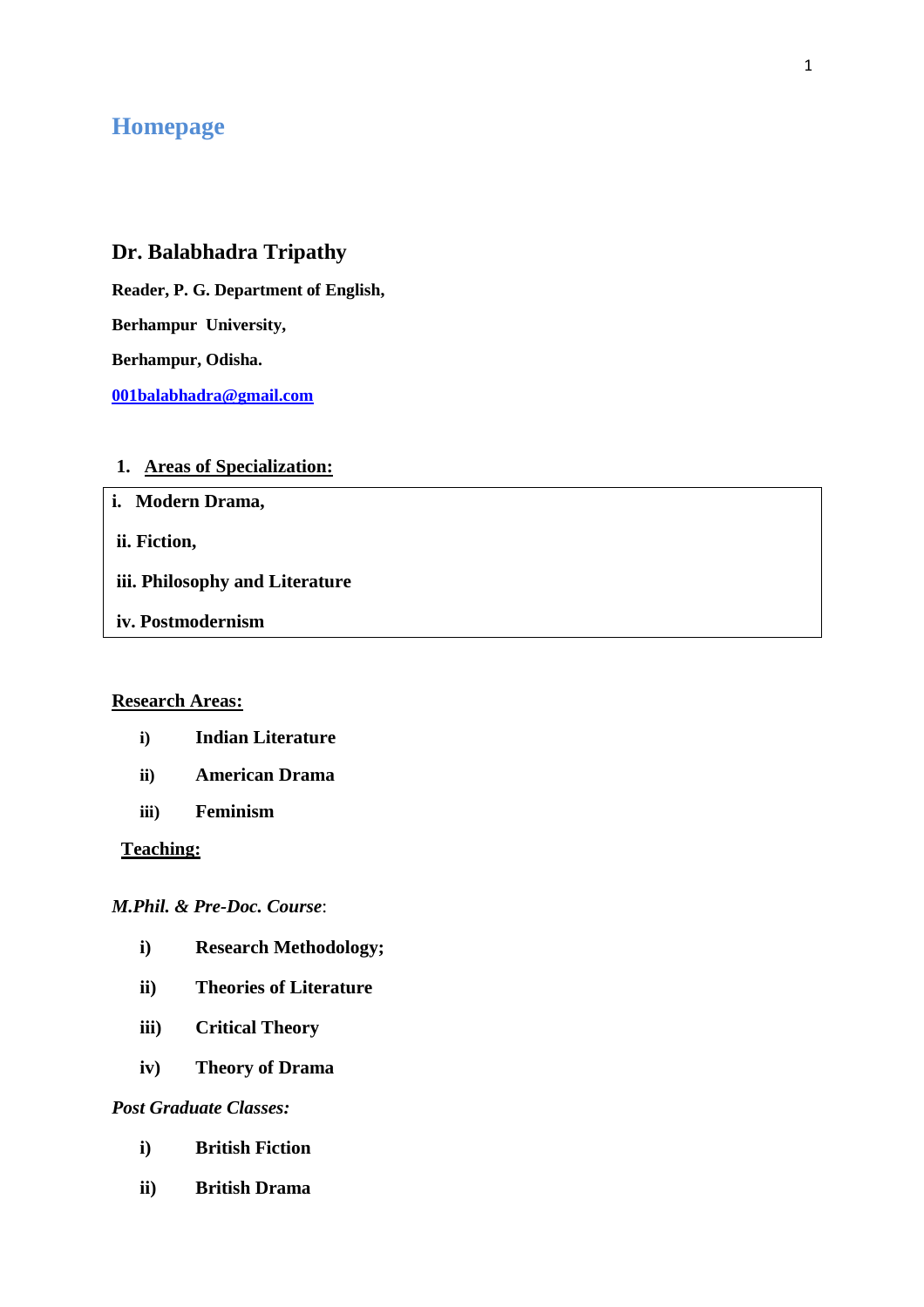# Homepage

## Dr. Balabhadra Tripathy

**Reader, P. G. Department of English,**

**Berhampur University,**

**Berhampur, Odisha.**

**[001balabhadra@gmail.com](mailto:001balabhadra@gmail.com)**

**1. Areas of Specialization:**

| **i. Modern Drama,** |
| --- |
| **ii. Fiction,** |
| **iii. Philosophy and Literature** |
| **iv. Postmodernism** |

**Research Areas:**

- **i)** **Indian Literature**
- **ii)** **American Drama**
- **iii)** **Feminism**

**Teaching:**

*M.Phil. & Pre-Doc. Course*:

- **i)** **Research Methodology;**
- **ii)** **Theories of Literature**
- **iii)** **Critical Theory**
- **iv)** **Theory of Drama**

*Post Graduate Classes:*

- **i)** **British Fiction**
- **ii)** **British Drama**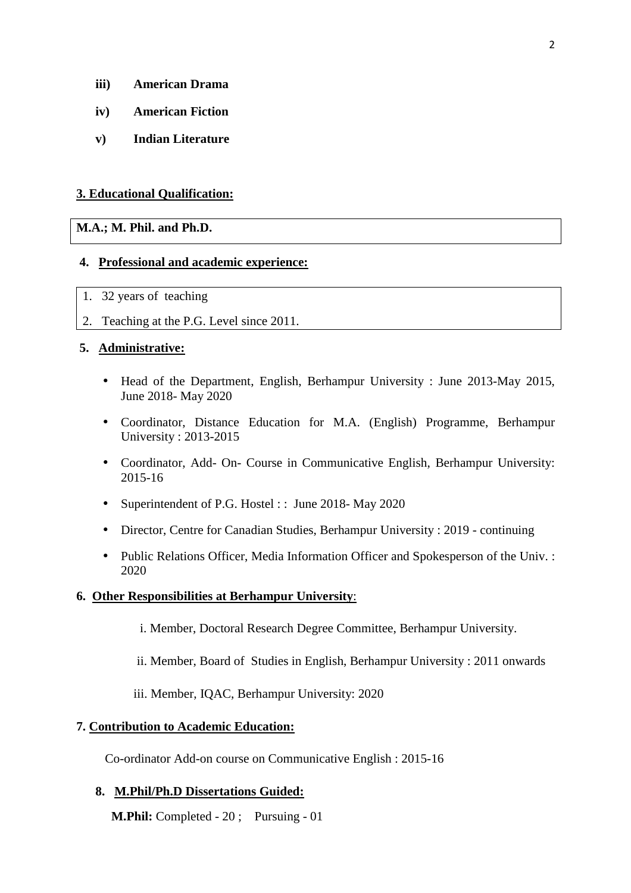iii) **American Drama**

iv) **American Fiction**

v) **Indian Literature**

**3. Educational Qualification:**

**M.A.; M. Phil. and Ph.D.**

**4. Professional and academic experience:**

1. 32 years of teaching
2. Teaching at the P.G. Level since 2011.

**5. Administrative:**

- Head of the Department, English, Berhampur University : June 2013-May 2015, June 2018- May 2020
- Coordinator, Distance Education for M.A. (English) Programme, Berhampur University : 2013-2015
- Coordinator, Add- On- Course in Communicative English, Berhampur University: 2015-16
- Superintendent of P.G. Hostel : : June 2018- May 2020
- Director, Centre for Canadian Studies, Berhampur University : 2019 - continuing
- Public Relations Officer, Media Information Officer and Spokesperson of the Univ. : 2020

**6. Other Responsibilities at Berhampur University:**

i. Member, Doctoral Research Degree Committee, Berhampur University.

ii. Member, Board of Studies in English, Berhampur University : 2011 onwards

iii. Member, IQAC, Berhampur University: 2020

**7. Contribution to Academic Education:**

Co-ordinator Add-on course on Communicative English : 2015-16

**8. M.Phil/Ph.D Dissertations Guided:**

**M.Phil:** Completed - 20 ; Pursuing - 01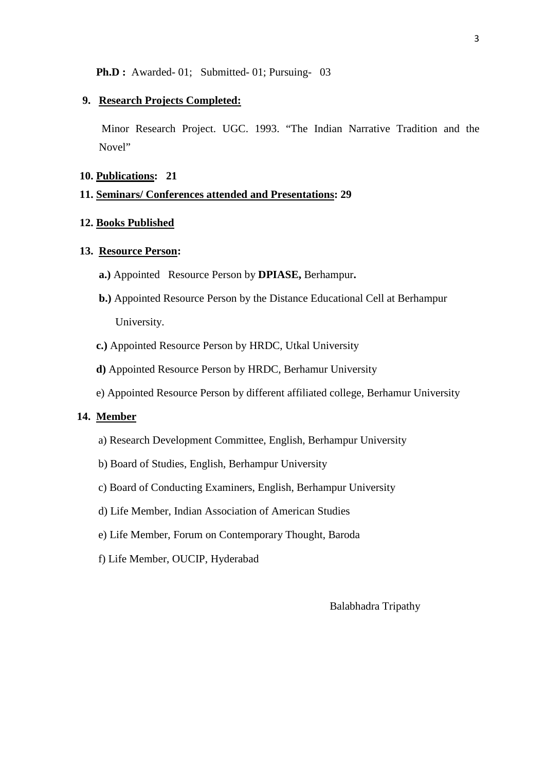**Ph.D :** Awarded- 01; Submitted- 01; Pursuing- 03

**9. <u>Research Projects Completed:</u>**

Minor Research Project. UGC. 1993. "The Indian Narrative Tradition and the Novel"

**10. <u>Publications</u>: 21**

**11. <u>Seminars/ Conferences attended and Presentations</u>: 29**

**12. <u>Books Published</u>**

**13. <u>Resource Person</u>:**

**a.)** Appointed Resource Person by **DPIASE,** Berhampur**.**

**b.)** Appointed Resource Person by the Distance Educational Cell at Berhampur University.

**c.)** Appointed Resource Person by HRDC, Utkal University

**d)** Appointed Resource Person by HRDC, Berhamur University

e) Appointed Resource Person by different affiliated college, Berhamur University

**14. <u>Member</u>**

a) Research Development Committee, English, Berhampur University

b) Board of Studies, English, Berhampur University

c) Board of Conducting Examiners, English, Berhampur University

d) Life Member, Indian Association of American Studies

e) Life Member, Forum on Contemporary Thought, Baroda

f) Life Member, OUCIP, Hyderabad

Balabhadra Tripathy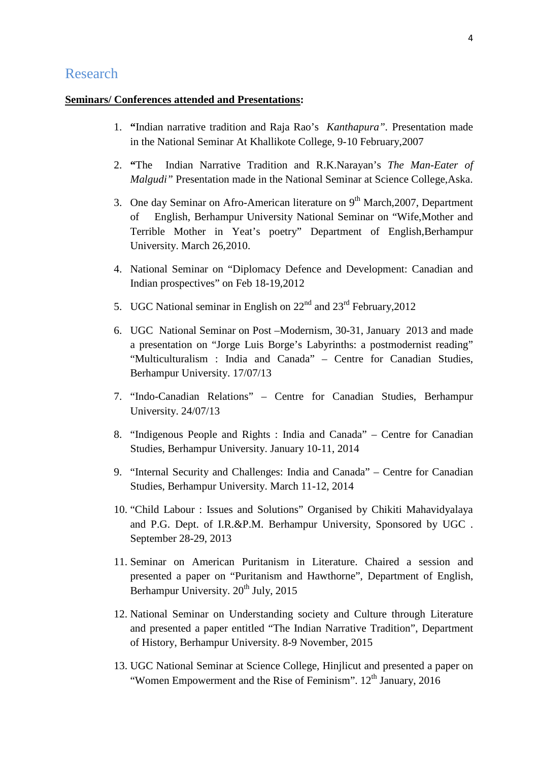## Research

**<u>Seminars/ Conferences attended and Presentations</u>:**

1. **"**Indian narrative tradition and Raja Rao's *Kanthapura"*. Presentation made in the National Seminar At Khallikote College, 9-10 February,2007

2. **"**The Indian Narrative Tradition and R.K.Narayan's *The Man-Eater of Malgudi"* Presentation made in the National Seminar at Science College,Aska.

3. One day Seminar on Afro-American literature on 9th March,2007, Department of English, Berhampur University National Seminar on "Wife,Mother and Terrible Mother in Yeat's poetry" Department of English,Berhampur University. March 26,2010.

4. National Seminar on "Diplomacy Defence and Development: Canadian and Indian prospectives" on Feb 18-19,2012

5. UGC National seminar in English on 22nd and 23rd February,2012

6. UGC National Seminar on Post –Modernism, 30-31, January 2013 and made a presentation on "Jorge Luis Borge's Labyrinths: a postmodernist reading" "Multiculturalism : India and Canada" – Centre for Canadian Studies, Berhampur University. 17/07/13

7. "Indo-Canadian Relations" – Centre for Canadian Studies, Berhampur University. 24/07/13

8. "Indigenous People and Rights : India and Canada" – Centre for Canadian Studies, Berhampur University. January 10-11, 2014

9. "Internal Security and Challenges: India and Canada" – Centre for Canadian Studies, Berhampur University. March 11-12, 2014

10. "Child Labour : Issues and Solutions" Organised by Chikiti Mahavidyalaya and P.G. Dept. of I.R.&P.M. Berhampur University, Sponsored by UGC . September 28-29, 2013

11. Seminar on American Puritanism in Literature. Chaired a session and presented a paper on "Puritanism and Hawthorne", Department of English, Berhampur University. 20th July, 2015

12. National Seminar on Understanding society and Culture through Literature and presented a paper entitled "The Indian Narrative Tradition", Department of History, Berhampur University. 8-9 November, 2015

13. UGC National Seminar at Science College, Hinjlicut and presented a paper on "Women Empowerment and the Rise of Feminism". 12th January, 2016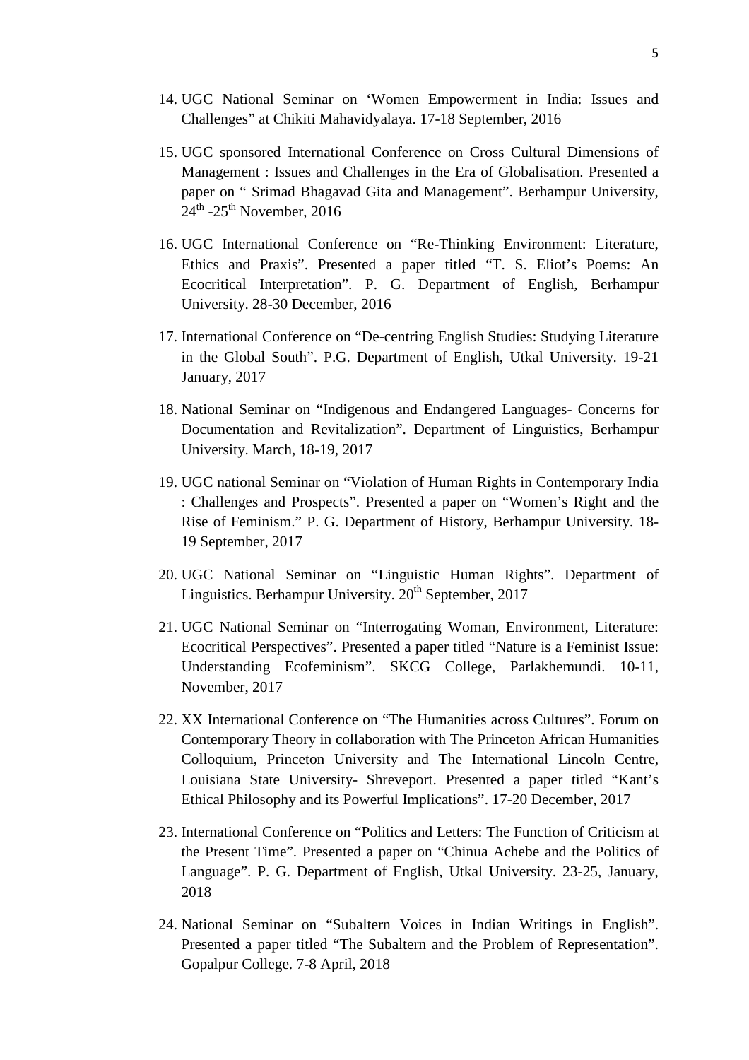14. UGC National Seminar on ‘Women Empowerment in India: Issues and Challenges” at Chikiti Mahavidyalaya. 17-18 September, 2016

15. UGC sponsored International Conference on Cross Cultural Dimensions of Management : Issues and Challenges in the Era of Globalisation. Presented a paper on “ Srimad Bhagavad Gita and Management”. Berhampur University, 24th -25th November, 2016

16. UGC International Conference on “Re-Thinking Environment: Literature, Ethics and Praxis”. Presented a paper titled “T. S. Eliot’s Poems: An Ecocritical Interpretation”. P. G. Department of English, Berhampur University. 28-30 December, 2016

17. International Conference on “De-centring English Studies: Studying Literature in the Global South”. P.G. Department of English, Utkal University. 19-21 January, 2017

18. National Seminar on “Indigenous and Endangered Languages- Concerns for Documentation and Revitalization”. Department of Linguistics, Berhampur University. March, 18-19, 2017

19. UGC national Seminar on “Violation of Human Rights in Contemporary India : Challenges and Prospects”. Presented a paper on “Women’s Right and the Rise of Feminism.” P. G. Department of History, Berhampur University. 18-19 September, 2017

20. UGC National Seminar on “Linguistic Human Rights”. Department of Linguistics. Berhampur University. 20th September, 2017

21. UGC National Seminar on “Interrogating Woman, Environment, Literature: Ecocritical Perspectives”. Presented a paper titled “Nature is a Feminist Issue: Understanding Ecofeminism”. SKCG College, Parlakhemundi. 10-11, November, 2017

22. XX International Conference on “The Humanities across Cultures”. Forum on Contemporary Theory in collaboration with The Princeton African Humanities Colloquium, Princeton University and The International Lincoln Centre, Louisiana State University- Shreveport. Presented a paper titled “Kant’s Ethical Philosophy and its Powerful Implications”. 17-20 December, 2017

23. International Conference on “Politics and Letters: The Function of Criticism at the Present Time”. Presented a paper on “Chinua Achebe and the Politics of Language”. P. G. Department of English, Utkal University. 23-25, January, 2018

24. National Seminar on “Subaltern Voices in Indian Writings in English”. Presented a paper titled “The Subaltern and the Problem of Representation”. Gopalpur College. 7-8 April, 2018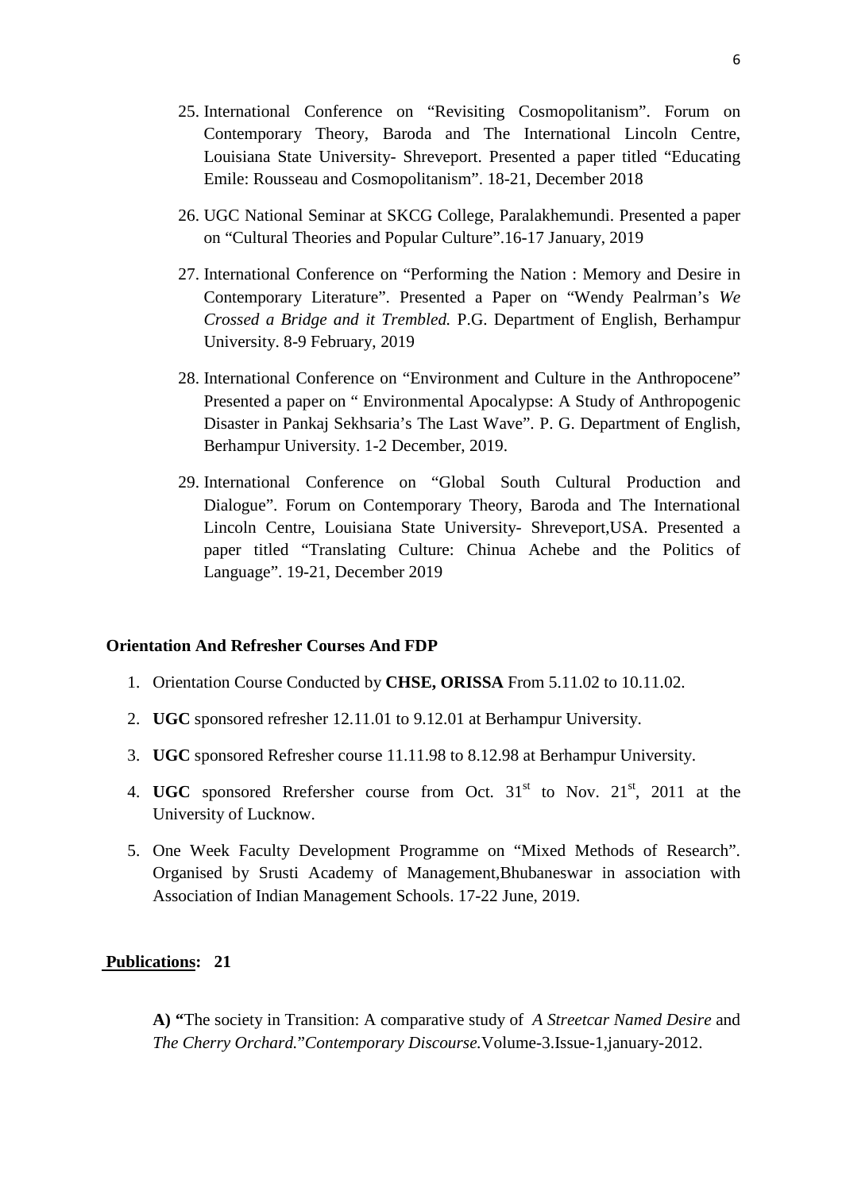25. International Conference on "Revisiting Cosmopolitanism". Forum on Contemporary Theory, Baroda and The International Lincoln Centre, Louisiana State University- Shreveport. Presented a paper titled "Educating Emile: Rousseau and Cosmopolitanism". 18-21, December 2018

26. UGC National Seminar at SKCG College, Paralakhemundi. Presented a paper on "Cultural Theories and Popular Culture".16-17 January, 2019

27. International Conference on "Performing the Nation : Memory and Desire in Contemporary Literature". Presented a Paper on "Wendy Pealrman's *We Crossed a Bridge and it Trembled.* P.G. Department of English, Berhampur University. 8-9 February, 2019

28. International Conference on "Environment and Culture in the Anthropocene" Presented a paper on " Environmental Apocalypse: A Study of Anthropogenic Disaster in Pankaj Sekhsaria's The Last Wave". P. G. Department of English, Berhampur University. 1-2 December, 2019.

29. International Conference on "Global South Cultural Production and Dialogue". Forum on Contemporary Theory, Baroda and The International Lincoln Centre, Louisiana State University- Shreveport,USA. Presented a paper titled "Translating Culture: Chinua Achebe and the Politics of Language". 19-21, December 2019

**Orientation And Refresher Courses And FDP**

1. Orientation Course Conducted by **CHSE, ORISSA** From 5.11.02 to 10.11.02.
2. **UGC** sponsored refresher 12.11.01 to 9.12.01 at Berhampur University.
3. **UGC** sponsored Refresher course 11.11.98 to 8.12.98 at Berhampur University.
4. **UGC** sponsored Rrefersher course from Oct. 31st to Nov. 21st, 2011 at the University of Lucknow.
5. One Week Faculty Development Programme on "Mixed Methods of Research". Organised by Srusti Academy of Management,Bhubaneswar in association with Association of Indian Management Schools. 17-22 June, 2019.

**Publications: 21**

**A) "**The society in Transition: A comparative study of *A Streetcar Named Desire* and *The Cherry Orchard.*"*Contemporary Discourse.*Volume-3.Issue-1,january-2012.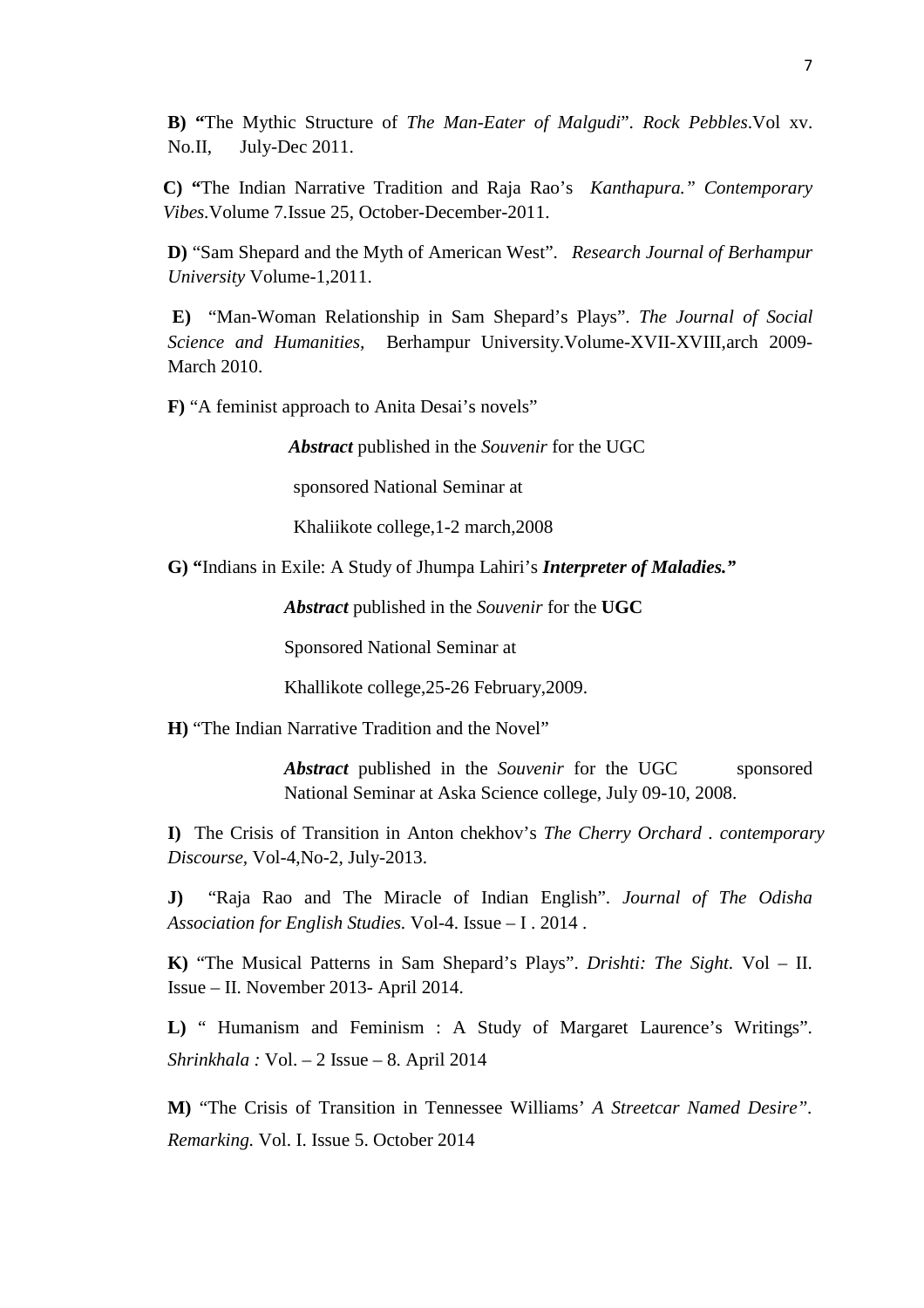**B) "**The Mythic Structure of *The Man-Eater of Malgudi*". *Rock Pebbles.*Vol xv. No.II, July-Dec 2011.

**C) "**The Indian Narrative Tradition and Raja Rao's *Kanthapura." Contemporary Vibes.*Volume 7.Issue 25, October-December-2011.

**D)** "Sam Shepard and the Myth of American West". *Research Journal of Berhampur University* Volume-1,2011.

**E)** "Man-Woman Relationship in Sam Shepard's Plays". *The Journal of Social Science and Humanities*, Berhampur University.Volume-XVII-XVIII,arch 2009-March 2010.

**F)** "A feminist approach to Anita Desai's novels"

***Abstract*** published in the *Souvenir* for the UGC

sponsored National Seminar at

Khaliikote college,1-2 march,2008

**G) "**Indians in Exile: A Study of Jhumpa Lahiri's ***Interpreter of Maladies."***

***Abstract*** published in the *Souvenir* for the **UGC**

Sponsored National Seminar at

Khallikote college,25-26 February,2009.

**H)** "The Indian Narrative Tradition and the Novel"

***Abstract*** published in the *Souvenir* for the UGC sponsored National Seminar at Aska Science college, July 09-10, 2008.

**I)** The Crisis of Transition in Anton chekhov's *The Cherry Orchard* . *contemporary Discourse*, Vol-4,No-2, July-2013.

**J)** "Raja Rao and The Miracle of Indian English". *Journal of The Odisha Association for English Studies.* Vol-4. Issue – I . 2014 .

**K)** "The Musical Patterns in Sam Shepard's Plays". *Drishti: The Sight*. Vol – II. Issue – II. November 2013- April 2014.

**L)** " Humanism and Feminism : A Study of Margaret Laurence's Writings". *Shrinkhala :* Vol. – 2 Issue – 8. April 2014

**M)** "The Crisis of Transition in Tennessee Williams' *A Streetcar Named Desire"*. *Remarking.* Vol. I. Issue 5. October 2014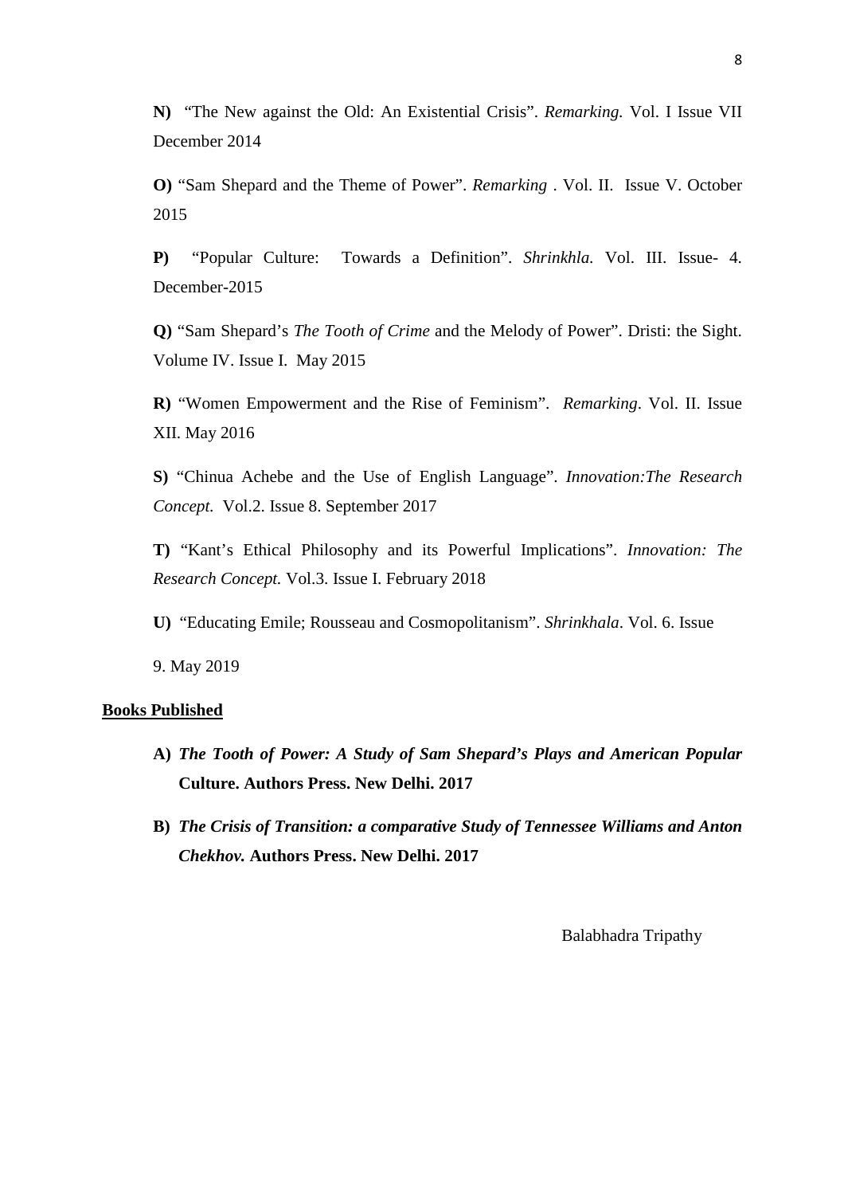**N)** "The New against the Old: An Existential Crisis". *Remarking.* Vol. I Issue VII December 2014

**O)** "Sam Shepard and the Theme of Power". *Remarking* . Vol. II. Issue V. October 2015

**P)** "Popular Culture: Towards a Definition". *Shrinkhla.* Vol. III. Issue- 4. December-2015

**Q)** "Sam Shepard's *The Tooth of Crime* and the Melody of Power". Dristi: the Sight. Volume IV. Issue I. May 2015

**R)** "Women Empowerment and the Rise of Feminism". *Remarking*. Vol. II. Issue XII. May 2016

**S)** "Chinua Achebe and the Use of English Language". *Innovation:The Research Concept.* Vol.2. Issue 8. September 2017

**T)** "Kant's Ethical Philosophy and its Powerful Implications". *Innovation: The Research Concept.* Vol.3. Issue I. February 2018

**U)** "Educating Emile; Rousseau and Cosmopolitanism". *Shrinkhala*. Vol. 6. Issue

9. May 2019

**Books Published**

**A)** ***The Tooth of Power: A Study of Sam Shepard's Plays and American Popular*** **Culture. Authors Press. New Delhi. 2017**

**B)** ***The Crisis of Transition: a comparative Study of Tennessee Williams and Anton Chekhov.*** **Authors Press. New Delhi. 2017**

Balabhadra Tripathy